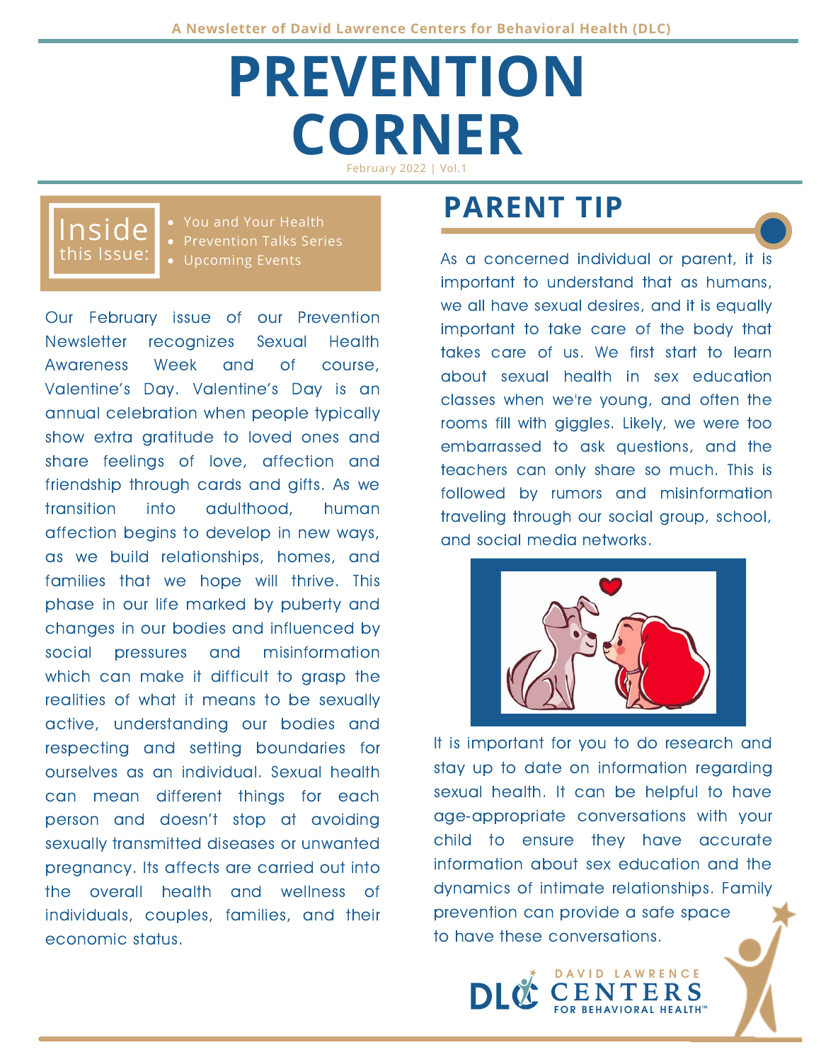A Newsletter of David Lawrence Centers for Behavioral Health (DLC)

# PREVENTION CORNER

February 2022 | Vol.1

**Inside this Issue:**

- You and Your Health
- Prevention Talks Series
- Upcoming Events

Our February issue of our Prevention Newsletter recognizes Sexual Health Awareness Week and of course, Valentine's Day. Valentine's Day is an annual celebration when people typically show extra gratitude to loved ones and share feelings of love, affection and friendship through cards and gifts. As we transition into adulthood, human affection begins to develop in new ways, as we build relationships, homes, and families that we hope will thrive. This phase in our life marked by puberty and changes in our bodies and influenced by social pressures and misinformation which can make it difficult to grasp the realities of what it means to be sexually active, understanding our bodies and respecting and setting boundaries for ourselves as an individual. Sexual health can mean different things for each person and doesn't stop at avoiding sexually transmitted diseases or unwanted pregnancy. Its affects are carried out into the overall health and wellness of individuals, couples, families, and their economic status.

## PARENT TIP

As a concerned individual or parent, it is important to understand that as humans, we all have sexual desires, and it is equally important to take care of the body that takes care of us. We first start to learn about sexual health in sex education classes when we're young, and often the rooms fill with giggles. Likely, we were too embarrassed to ask questions, and the teachers can only share so much. This is followed by rumors and misinformation traveling through our social group, school, and social media networks.

It is important for you to do research and stay up to date on information regarding sexual health. It can be helpful to have age-appropriate conversations with your child to ensure they have accurate information about sex education and the dynamics of intimate relationships. Family prevention can provide a safe space to have these conversations.

DLC DAVID LAWRENCE CENTERS FOR BEHAVIORAL HEALTH™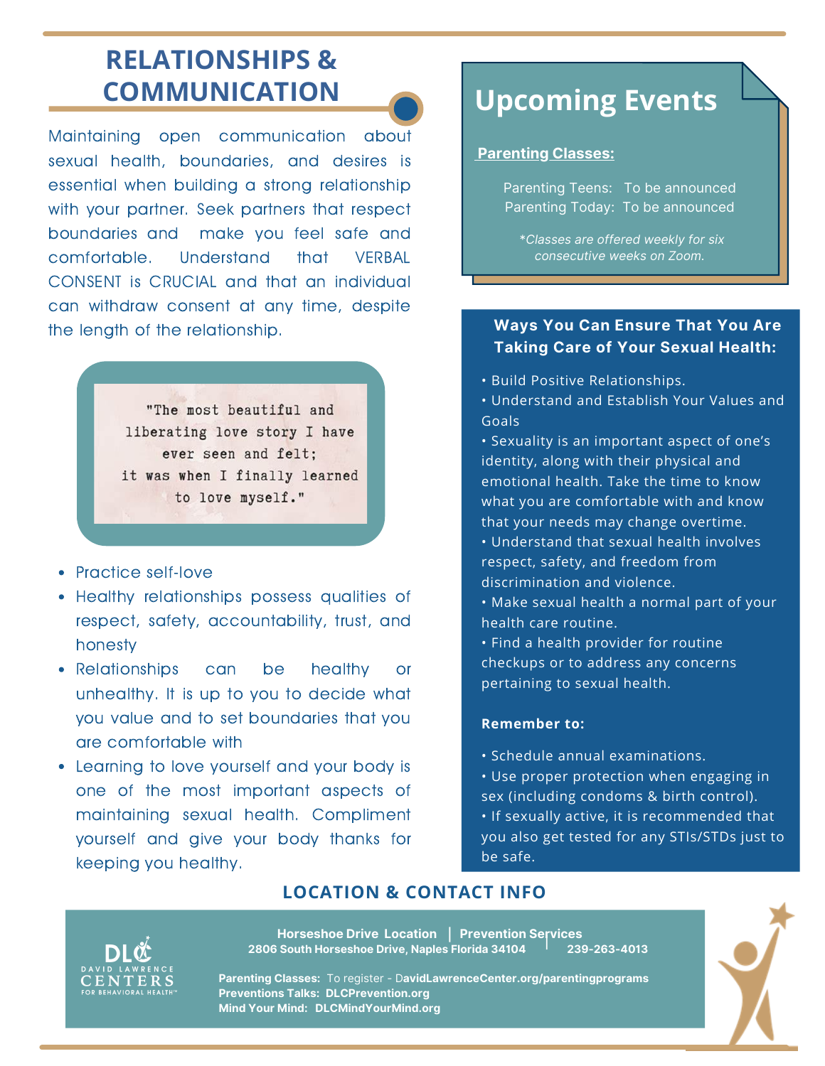# RELATIONSHIPS & COMMUNICATION

Maintaining open communication about sexual health, boundaries, and desires is essential when building a strong relationship with your partner. Seek partners that respect boundaries and make you feel safe and comfortable. Understand that VERBAL CONSENT is CRUCIAL and that an individual can withdraw consent at any time, despite the length of the relationship.

"The most beautiful and liberating love story I have ever seen and felt; it was when I finally learned to love myself."

- Practice self-love
- Healthy relationships possess qualities of respect, safety, accountability, trust, and honesty
- Relationships can be healthy or unhealthy. It is up to you to decide what you value and to set boundaries that you are comfortable with
- Learning to love yourself and your body is one of the most important aspects of maintaining sexual health. Compliment yourself and give your body thanks for keeping you healthy.

# Upcoming Events

**Parenting Classes:**

Parenting Teens: To be announced
Parenting Today: To be announced

*\*Classes are offered weekly for six consecutive weeks on Zoom.*

### Ways You Can Ensure That You Are Taking Care of Your Sexual Health:

- Build Positive Relationships.
- Understand and Establish Your Values and Goals
- Sexuality is an important aspect of one's identity, along with their physical and emotional health. Take the time to know what you are comfortable with and know that your needs may change overtime.
- Understand that sexual health involves respect, safety, and freedom from discrimination and violence.
- Make sexual health a normal part of your health care routine.
- Find a health provider for routine checkups or to address any concerns pertaining to sexual health.

**Remember to:**

- Schedule annual examinations.
- Use proper protection when engaging in sex (including condoms & birth control).
- If sexually active, it is recommended that you also get tested for any STIs/STDs just to be safe.

## LOCATION & CONTACT INFO

DLC David Lawrence Centers for Behavioral Health™

**Horseshoe Drive Location | Prevention Services**
**2806 South Horseshoe Drive, Naples Florida 34104 | 239-263-4013**

**Parenting Classes:** To register - **DavidLawrenceCenter.org/parentingprograms**
**Preventions Talks: DLCPrevention.org**
**Mind Your Mind: DLCMindYourMind.org**